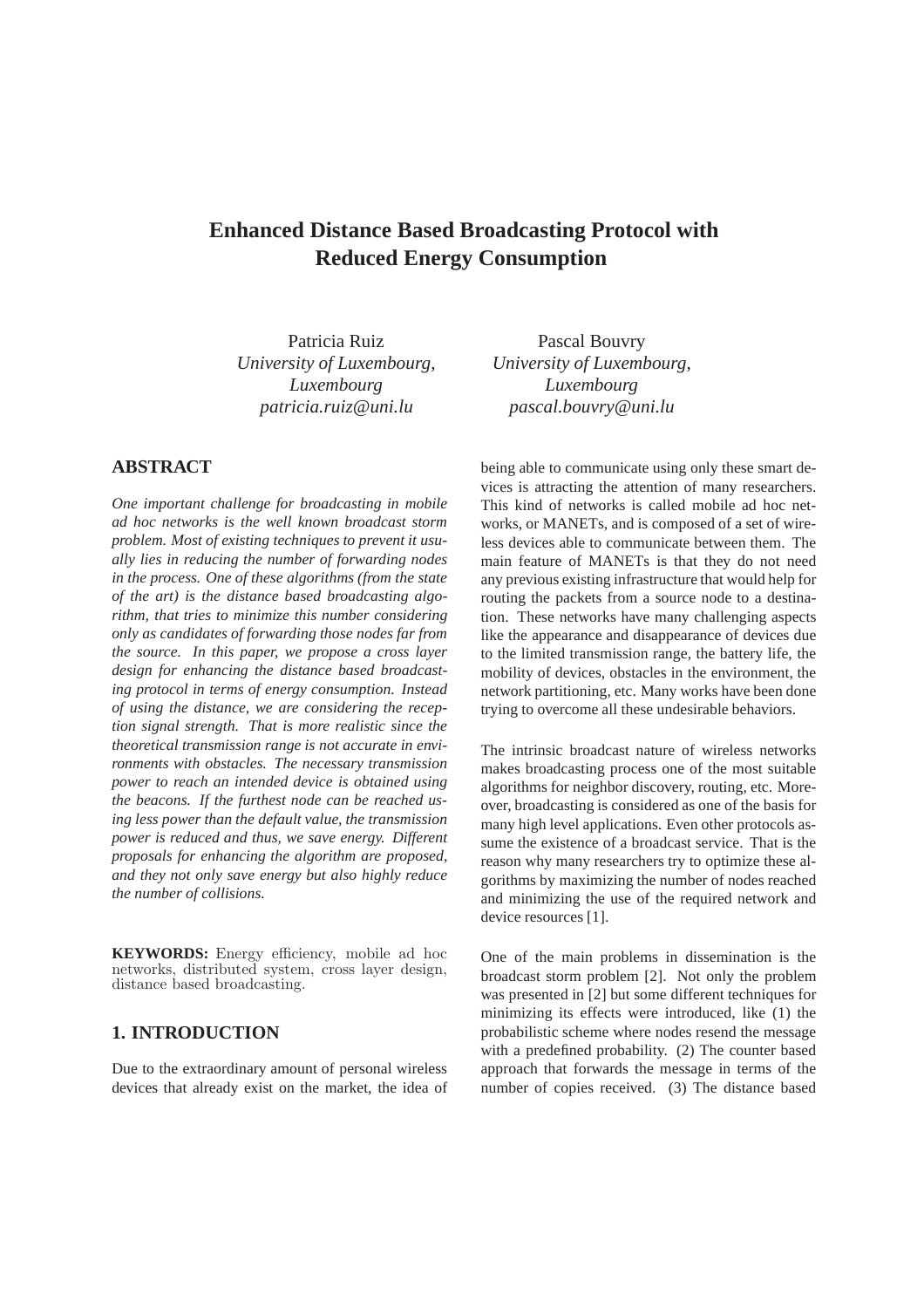# Enhanced Distance Based Broadcasting Protocol with Reduced Energy Consumption

Patricia Ruiz
*University of Luxembourg, Luxembourg*
*patricia.ruiz@uni.lu*

Pascal Bouvry
*University of Luxembourg, Luxembourg*
*pascal.bouvry@uni.lu*

## ABSTRACT

*One important challenge for broadcasting in mobile ad hoc networks is the well known broadcast storm problem. Most of existing techniques to prevent it usually lies in reducing the number of forwarding nodes in the process. One of these algorithms (from the state of the art) is the distance based broadcasting algorithm, that tries to minimize this number considering only as candidates of forwarding those nodes far from the source. In this paper, we propose a cross layer design for enhancing the distance based broadcasting protocol in terms of energy consumption. Instead of using the distance, we are considering the reception signal strength. That is more realistic since the theoretical transmission range is not accurate in environments with obstacles. The necessary transmission power to reach an intended device is obtained using the beacons. If the furthest node can be reached using less power than the default value, the transmission power is reduced and thus, we save energy. Different proposals for enhancing the algorithm are proposed, and they not only save energy but also highly reduce the number of collisions.*

**KEYWORDS:** Energy efficiency, mobile ad hoc networks, distributed system, cross layer design, distance based broadcasting.

## 1. INTRODUCTION

Due to the extraordinary amount of personal wireless devices that already exist on the market, the idea of being able to communicate using only these smart devices is attracting the attention of many researchers. This kind of networks is called mobile ad hoc networks, or MANETs, and is composed of a set of wireless devices able to communicate between them. The main feature of MANETs is that they do not need any previous existing infrastructure that would help for routing the packets from a source node to a destination. These networks have many challenging aspects like the appearance and disappearance of devices due to the limited transmission range, the battery life, the mobility of devices, obstacles in the environment, the network partitioning, etc. Many works have been done trying to overcome all these undesirable behaviors.

The intrinsic broadcast nature of wireless networks makes broadcasting process one of the most suitable algorithms for neighbor discovery, routing, etc. Moreover, broadcasting is considered as one of the basis for many high level applications. Even other protocols assume the existence of a broadcast service. That is the reason why many researchers try to optimize these algorithms by maximizing the number of nodes reached and minimizing the use of the required network and device resources [1].

One of the main problems in dissemination is the broadcast storm problem [2]. Not only the problem was presented in [2] but some different techniques for minimizing its effects were introduced, like (1) the probabilistic scheme where nodes resend the message with a predefined probability. (2) The counter based approach that forwards the message in terms of the number of copies received. (3) The distance based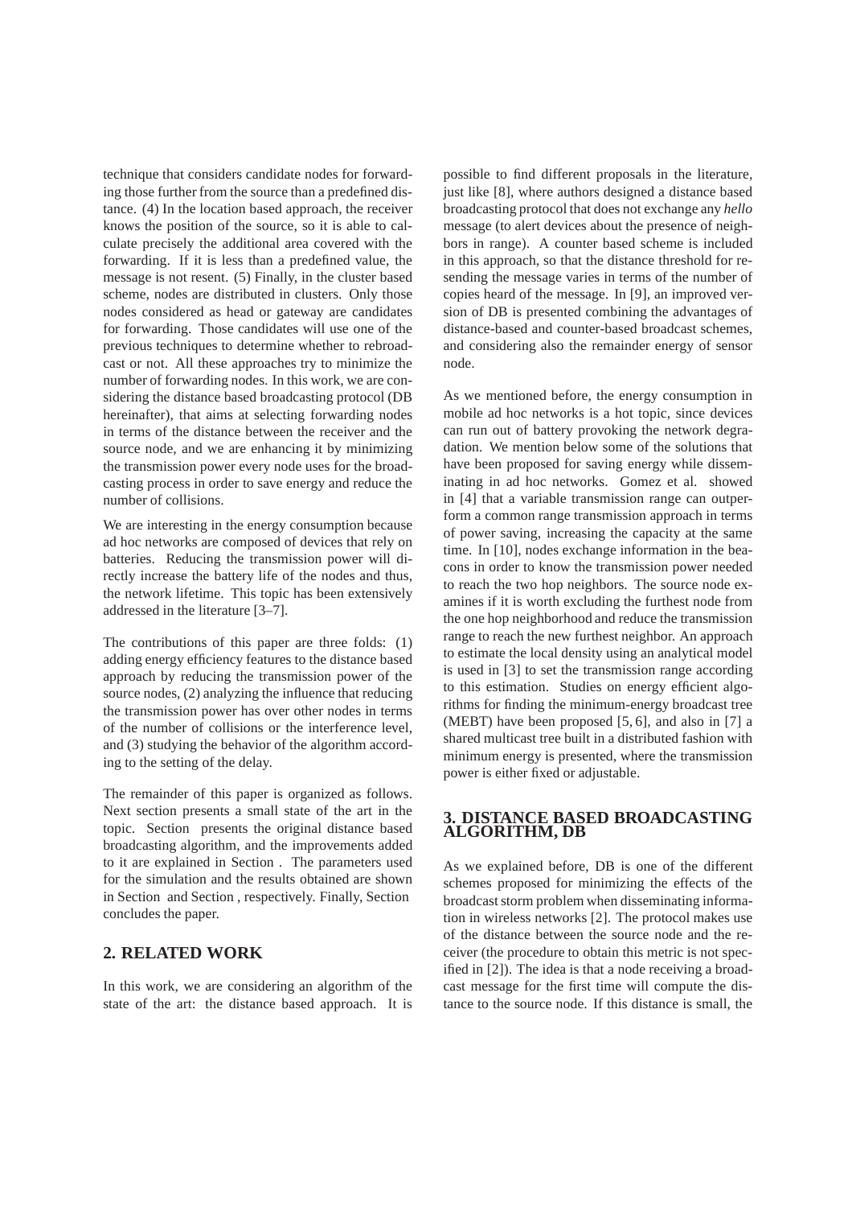technique that considers candidate nodes for forwarding those further from the source than a predefined distance. (4) In the location based approach, the receiver knows the position of the source, so it is able to calculate precisely the additional area covered with the forwarding. If it is less than a predefined value, the message is not resent. (5) Finally, in the cluster based scheme, nodes are distributed in clusters. Only those nodes considered as head or gateway are candidates for forwarding. Those candidates will use one of the previous techniques to determine whether to rebroadcast or not. All these approaches try to minimize the number of forwarding nodes. In this work, we are considering the distance based broadcasting protocol (DB hereinafter), that aims at selecting forwarding nodes in terms of the distance between the receiver and the source node, and we are enhancing it by minimizing the transmission power every node uses for the broadcasting process in order to save energy and reduce the number of collisions.

We are interesting in the energy consumption because ad hoc networks are composed of devices that rely on batteries. Reducing the transmission power will directly increase the battery life of the nodes and thus, the network lifetime. This topic has been extensively addressed in the literature [3–7].

The contributions of this paper are three folds: (1) adding energy efficiency features to the distance based approach by reducing the transmission power of the source nodes, (2) analyzing the influence that reducing the transmission power has over other nodes in terms of the number of collisions or the interference level, and (3) studying the behavior of the algorithm according to the setting of the delay.

The remainder of this paper is organized as follows. Next section presents a small state of the art in the topic. Section presents the original distance based broadcasting algorithm, and the improvements added to it are explained in Section . The parameters used for the simulation and the results obtained are shown in Section and Section , respectively. Finally, Section concludes the paper.

## 2. RELATED WORK

In this work, we are considering an algorithm of the state of the art: the distance based approach. It is possible to find different proposals in the literature, just like [8], where authors designed a distance based broadcasting protocol that does not exchange any *hello* message (to alert devices about the presence of neighbors in range). A counter based scheme is included in this approach, so that the distance threshold for resending the message varies in terms of the number of copies heard of the message. In [9], an improved version of DB is presented combining the advantages of distance-based and counter-based broadcast schemes, and considering also the remainder energy of sensor node.

As we mentioned before, the energy consumption in mobile ad hoc networks is a hot topic, since devices can run out of battery provoking the network degradation. We mention below some of the solutions that have been proposed for saving energy while disseminating in ad hoc networks. Gomez et al. showed in [4] that a variable transmission range can outperform a common range transmission approach in terms of power saving, increasing the capacity at the same time. In [10], nodes exchange information in the beacons in order to know the transmission power needed to reach the two hop neighbors. The source node examines if it is worth excluding the furthest node from the one hop neighborhood and reduce the transmission range to reach the new furthest neighbor. An approach to estimate the local density using an analytical model is used in [3] to set the transmission range according to this estimation. Studies on energy efficient algorithms for finding the minimum-energy broadcast tree (MEBT) have been proposed [5, 6], and also in [7] a shared multicast tree built in a distributed fashion with minimum energy is presented, where the transmission power is either fixed or adjustable.

## 3. DISTANCE BASED BROADCASTING ALGORITHM, DB

As we explained before, DB is one of the different schemes proposed for minimizing the effects of the broadcast storm problem when disseminating information in wireless networks [2]. The protocol makes use of the distance between the source node and the receiver (the procedure to obtain this metric is not specified in [2]). The idea is that a node receiving a broadcast message for the first time will compute the distance to the source node. If this distance is small, the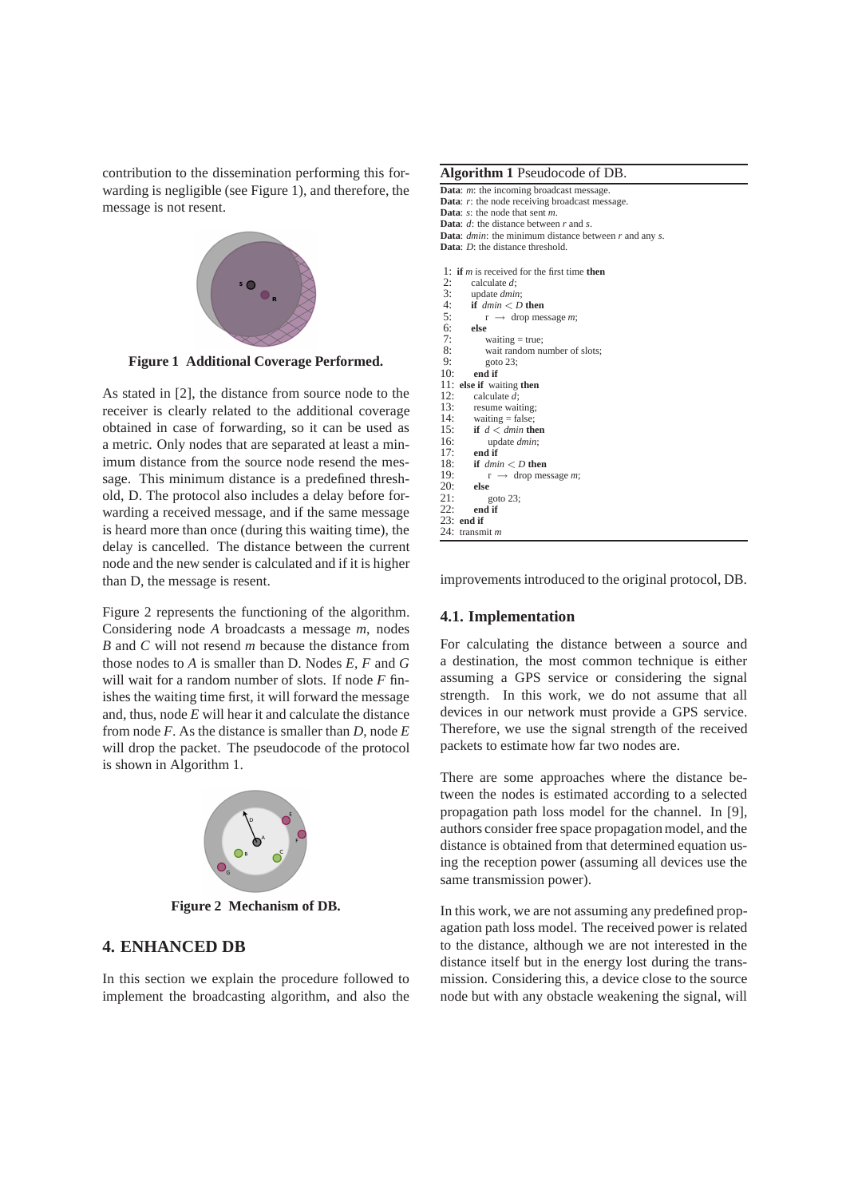contribution to the dissemination performing this forwarding is negligible (see Figure 1), and therefore, the message is not resent.

**Figure 1 Additional Coverage Performed.**

As stated in [2], the distance from source node to the receiver is clearly related to the additional coverage obtained in case of forwarding, so it can be used as a metric. Only nodes that are separated at least a minimum distance from the source node resend the message. This minimum distance is a predefined threshold, D. The protocol also includes a delay before forwarding a received message, and if the same message is heard more than once (during this waiting time), the delay is cancelled. The distance between the current node and the new sender is calculated and if it is higher than D, the message is resent.

Figure 2 represents the functioning of the algorithm. Considering node *A* broadcasts a message *m*, nodes *B* and *C* will not resend *m* because the distance from those nodes to *A* is smaller than D. Nodes *E*, *F* and *G* will wait for a random number of slots. If node *F* finishes the waiting time first, it will forward the message and, thus, node *E* will hear it and calculate the distance from node *F*. As the distance is smaller than *D*, node *E* will drop the packet. The pseudocode of the protocol is shown in Algorithm 1.

**Figure 2 Mechanism of DB.**

## 4. ENHANCED DB

In this section we explain the procedure followed to implement the broadcasting algorithm, and also the improvements introduced to the original protocol, DB.

**Algorithm 1** Pseudocode of DB.

**Data**: *m*: the incoming broadcast message.
**Data**: *r*: the node receiving broadcast message.
**Data**: *s*: the node that sent *m*.
**Data**: *d*: the distance between *r* and *s*.
**Data**: *dmin*: the minimum distance between *r* and any *s*.
**Data**: *D*: the distance threshold.

```
1:  if m is received for the first time then
2:      calculate d;
3:      update dmin;
4:      if dmin < D then
5:          r → drop message m;
6:      else
7:          waiting = true;
8:          wait random number of slots;
9:          goto 23;
10:     end if
11: else if waiting then
12:     calculate d;
13:     resume waiting;
14:     waiting = false;
15:     if d < dmin then
16:         update dmin;
17:     end if
18:     if dmin < D then
19:         r → drop message m;
20:     else
21:         goto 23;
22:     end if
23: end if
24: transmit m
```

### 4.1. Implementation

For calculating the distance between a source and a destination, the most common technique is either assuming a GPS service or considering the signal strength. In this work, we do not assume that all devices in our network must provide a GPS service. Therefore, we use the signal strength of the received packets to estimate how far two nodes are.

There are some approaches where the distance between the nodes is estimated according to a selected propagation path loss model for the channel. In [9], authors consider free space propagation model, and the distance is obtained from that determined equation using the reception power (assuming all devices use the same transmission power).

In this work, we are not assuming any predefined propagation path loss model. The received power is related to the distance, although we are not interested in the distance itself but in the energy lost during the transmission. Considering this, a device close to the source node but with any obstacle weakening the signal, will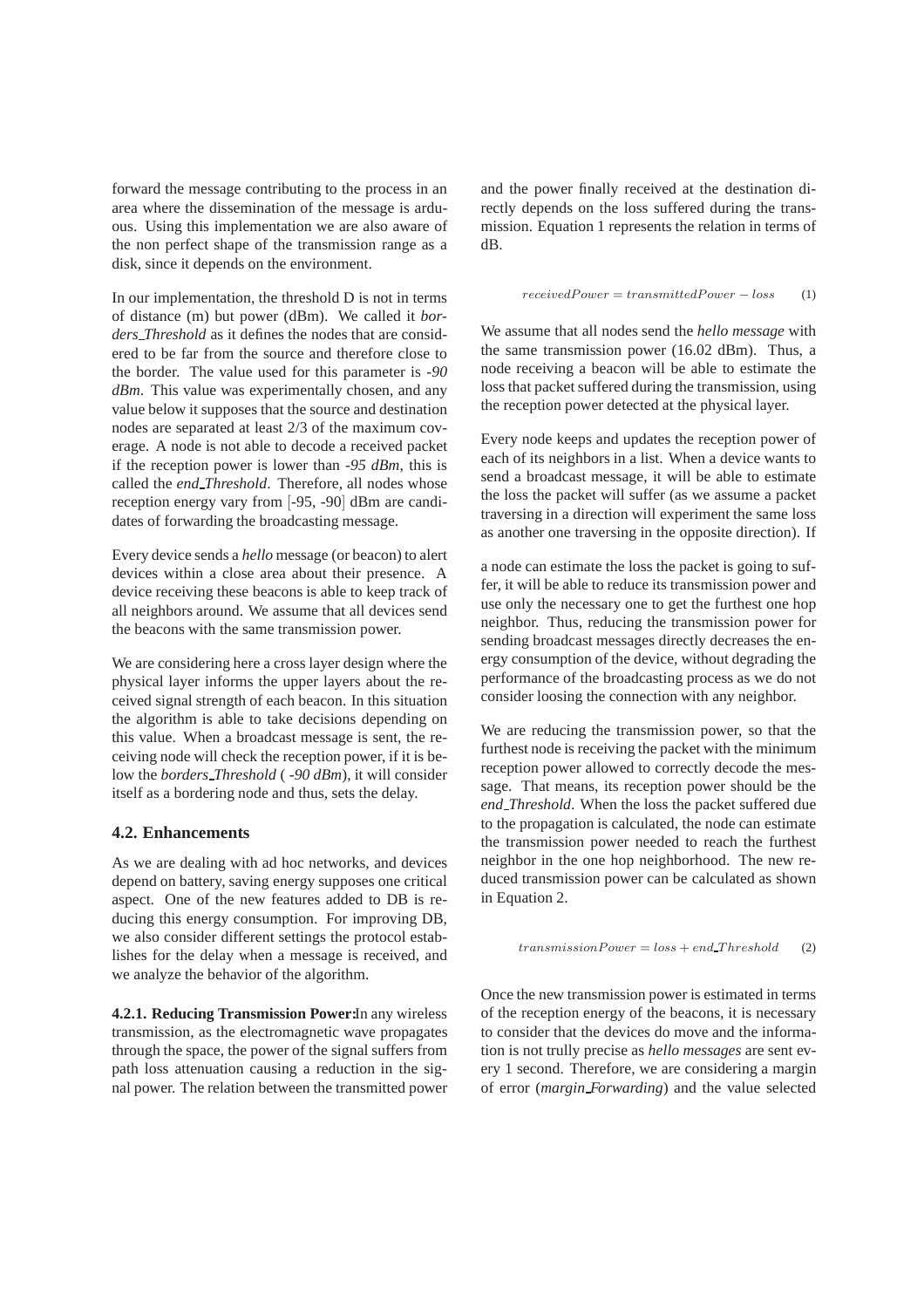forward the message contributing to the process in an area where the dissemination of the message is arduous. Using this implementation we are also aware of the non perfect shape of the transmission range as a disk, since it depends on the environment.

In our implementation, the threshold D is not in terms of distance (m) but power (dBm). We called it *borders_Threshold* as it defines the nodes that are considered to be far from the source and therefore close to the border. The value used for this parameter is *-90 dBm*. This value was experimentally chosen, and any value below it supposes that the source and destination nodes are separated at least 2/3 of the maximum coverage. A node is not able to decode a received packet if the reception power is lower than *-95 dBm*, this is called the *end_Threshold*. Therefore, all nodes whose reception energy vary from [-95, -90] dBm are candidates of forwarding the broadcasting message.

Every device sends a *hello* message (or beacon) to alert devices within a close area about their presence. A device receiving these beacons is able to keep track of all neighbors around. We assume that all devices send the beacons with the same transmission power.

We are considering here a cross layer design where the physical layer informs the upper layers about the received signal strength of each beacon. In this situation the algorithm is able to take decisions depending on this value. When a broadcast message is sent, the receiving node will check the reception power, if it is below the *borders_Threshold* ( *-90 dBm*), it will consider itself as a bordering node and thus, sets the delay.

### 4.2. Enhancements

As we are dealing with ad hoc networks, and devices depend on battery, saving energy supposes one critical aspect. One of the new features added to DB is reducing this energy consumption. For improving DB, we also consider different settings the protocol establishes for the delay when a message is received, and we analyze the behavior of the algorithm.

**4.2.1. Reducing Transmission Power:** In any wireless transmission, as the electromagnetic wave propagates through the space, the power of the signal suffers from path loss attenuation causing a reduction in the signal power. The relation between the transmitted power and the power finally received at the destination directly depends on the loss suffered during the transmission. Equation 1 represents the relation in terms of dB.

$$receivedPower = transmittedPower - loss \qquad (1)$$

We assume that all nodes send the *hello message* with the same transmission power (16.02 dBm). Thus, a node receiving a beacon will be able to estimate the loss that packet suffered during the transmission, using the reception power detected at the physical layer.

Every node keeps and updates the reception power of each of its neighbors in a list. When a device wants to send a broadcast message, it will be able to estimate the loss the packet will suffer (as we assume a packet traversing in a direction will experiment the same loss as another one traversing in the opposite direction). If a node can estimate the loss the packet is going to suffer, it will be able to reduce its transmission power and use only the necessary one to get the furthest one hop neighbor. Thus, reducing the transmission power for sending broadcast messages directly decreases the energy consumption of the device, without degrading the performance of the broadcasting process as we do not consider loosing the connection with any neighbor.

We are reducing the transmission power, so that the furthest node is receiving the packet with the minimum reception power allowed to correctly decode the message. That means, its reception power should be the *end_Threshold*. When the loss the packet suffered due to the propagation is calculated, the node can estimate the transmission power needed to reach the furthest neighbor in the one hop neighborhood. The new reduced transmission power can be calculated as shown in Equation 2.

$$transmissionPower = loss + end\_Threshold \qquad (2)$$

Once the new transmission power is estimated in terms of the reception energy of the beacons, it is necessary to consider that the devices do move and the information is not trully precise as *hello messages* are sent every 1 second. Therefore, we are considering a margin of error (*margin_Forwarding*) and the value selected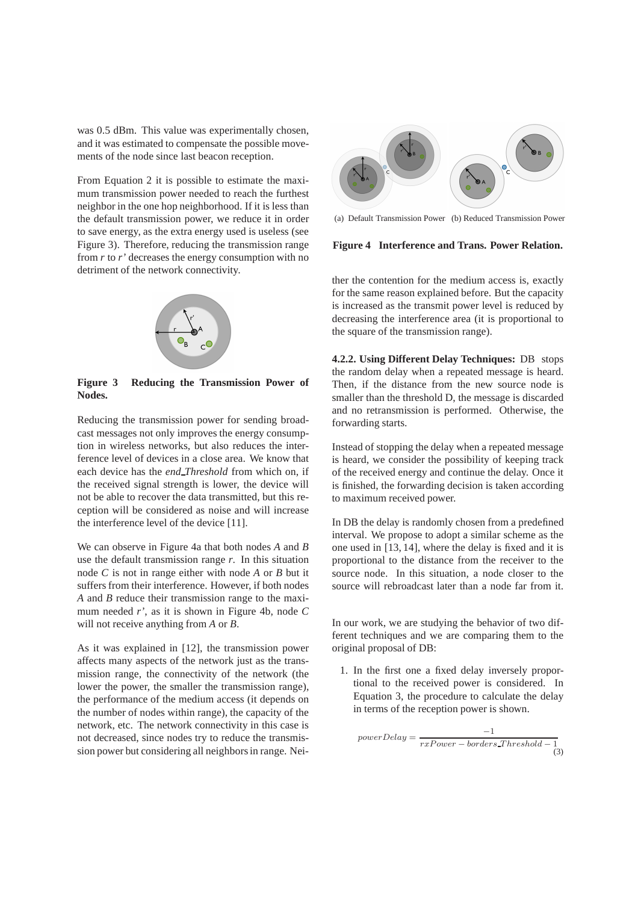was 0.5 dBm. This value was experimentally chosen, and it was estimated to compensate the possible movements of the node since last beacon reception.

From Equation 2 it is possible to estimate the maximum transmission power needed to reach the furthest neighbor in the one hop neighborhood. If it is less than the default transmission power, we reduce it in order to save energy, as the extra energy used is useless (see Figure 3). Therefore, reducing the transmission range from *r* to *r'* decreases the energy consumption with no detriment of the network connectivity.

**Figure 3 Reducing the Transmission Power of Nodes.**

Reducing the transmission power for sending broadcast messages not only improves the energy consumption in wireless networks, but also reduces the interference level of devices in a close area. We know that each device has the *end_Threshold* from which on, if the received signal strength is lower, the device will not be able to recover the data transmitted, but this reception will be considered as noise and will increase the interference level of the device [11].

We can observe in Figure 4a that both nodes *A* and *B* use the default transmission range *r*. In this situation node *C* is not in range either with node *A* or *B* but it suffers from their interference. However, if both nodes *A* and *B* reduce their transmission range to the maximum needed *r'*, as it is shown in Figure 4b, node *C* will not receive anything from *A* or *B*.

As it was explained in [12], the transmission power affects many aspects of the network just as the transmission range, the connectivity of the network (the lower the power, the smaller the transmission range), the performance of the medium access (it depends on the number of nodes within range), the capacity of the network, etc. The network connectivity in this case is not decreased, since nodes try to reduce the transmission power but considering all neighbors in range. Neither the contention for the medium access is, exactly for the same reason explained before. But the capacity is increased as the transmit power level is reduced by decreasing the interference area (it is proportional to the square of the transmission range).

(a) Default Transmission Power (b) Reduced Transmission Power

**Figure 4 Interference and Trans. Power Relation.**

**4.2.2. Using Different Delay Techniques:** DB stops the random delay when a repeated message is heard. Then, if the distance from the new source node is smaller than the threshold D, the message is discarded and no retransmission is performed. Otherwise, the forwarding starts.

Instead of stopping the delay when a repeated message is heard, we consider the possibility of keeping track of the received energy and continue the delay. Once it is finished, the forwarding decision is taken according to maximum received power.

In DB the delay is randomly chosen from a predefined interval. We propose to adopt a similar scheme as the one used in [13, 14], where the delay is fixed and it is proportional to the distance from the receiver to the source node. In this situation, a node closer to the source will rebroadcast later than a node far from it.

In our work, we are studying the behavior of two different techniques and we are comparing them to the original proposal of DB:

1. In the first one a fixed delay inversely proportional to the received power is considered. In Equation 3, the procedure to calculate the delay in terms of the reception power is shown.

$$powerDelay = \frac{-1}{rxPower - borders\_Threshold - 1} \quad (3)$$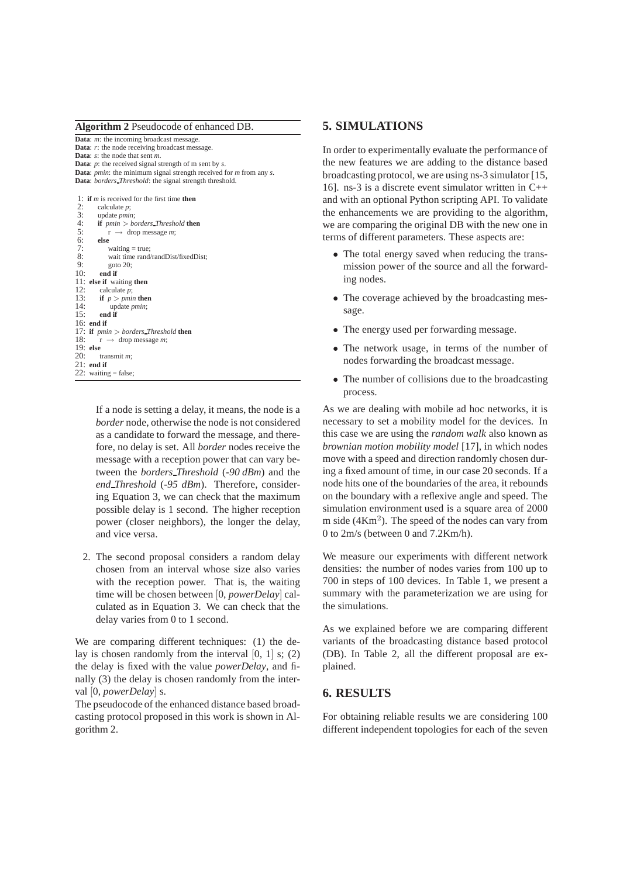**Algorithm 2** Pseudocode of enhanced DB.

**Data**: *m*: the incoming broadcast message.
**Data**: *r*: the node receiving broadcast message.
**Data**: *s*: the node that sent *m*.
**Data**: *p*: the received signal strength of m sent by *s*.
**Data**: *pmin*: the minimum signal strength received for *m* from any *s*.
**Data**: *borders_Threshold*: the signal strength threshold.

```
 1: if m is received for the first time then
 2:     calculate p;
 3:     update pmin;
 4:     if pmin > borders_Threshold then
 5:         r → drop message m;
 6:     else
 7:         waiting = true;
 8:         wait time rand/randDist/fixedDist;
 9:         goto 20;
10:     end if
11: else if waiting then
12:     calculate p;
13:     if p > pmin then
14:         update pmin;
15:     end if
16: end if
17: if pmin > borders_Threshold then
18:     r → drop message m;
19: else
20:     transmit m;
21: end if
22: waiting = false;
```

If a node is setting a delay, it means, the node is a *border* node, otherwise the node is not considered as a candidate to forward the message, and therefore, no delay is set. All *border* nodes receive the message with a reception power that can vary between the *borders_Threshold* (*-90 dBm*) and the *end_Threshold* (*-95 dBm*). Therefore, considering Equation 3, we can check that the maximum possible delay is 1 second. The higher reception power (closer neighbors), the longer the delay, and vice versa.

2. The second proposal considers a random delay chosen from an interval whose size also varies with the reception power. That is, the waiting time will be chosen between $[0, powerDelay]$ calculated as in Equation 3. We can check that the delay varies from 0 to 1 second.

We are comparing different techniques: (1) the delay is chosen randomly from the interval $[0, 1]$ s; (2) the delay is fixed with the value *powerDelay*, and finally (3) the delay is chosen randomly from the interval $[0, powerDelay]$ s.

The pseudocode of the enhanced distance based broadcasting protocol proposed in this work is shown in Algorithm 2.

## 5. SIMULATIONS

In order to experimentally evaluate the performance of the new features we are adding to the distance based broadcasting protocol, we are using ns-3 simulator [15, 16]. ns-3 is a discrete event simulator written in C++ and with an optional Python scripting API. To validate the enhancements we are providing to the algorithm, we are comparing the original DB with the new one in terms of different parameters. These aspects are:

- The total energy saved when reducing the transmission power of the source and all the forwarding nodes.
- The coverage achieved by the broadcasting message.
- The energy used per forwarding message.
- The network usage, in terms of the number of nodes forwarding the broadcast message.
- The number of collisions due to the broadcasting process.

As we are dealing with mobile ad hoc networks, it is necessary to set a mobility model for the devices. In this case we are using the *random walk* also known as *brownian motion mobility model* [17], in which nodes move with a speed and direction randomly chosen during a fixed amount of time, in our case 20 seconds. If a node hits one of the boundaries of the area, it rebounds on the boundary with a reflexive angle and speed. The simulation environment used is a square area of 2000 m side ($4Km^2$). The speed of the nodes can vary from 0 to 2m/s (between 0 and 7.2Km/h).

We measure our experiments with different network densities: the number of nodes varies from 100 up to 700 in steps of 100 devices. In Table 1, we present a summary with the parameterization we are using for the simulations.

As we explained before we are comparing different variants of the broadcasting distance based protocol (DB). In Table 2, all the different proposal are explained.

## 6. RESULTS

For obtaining reliable results we are considering 100 different independent topologies for each of the seven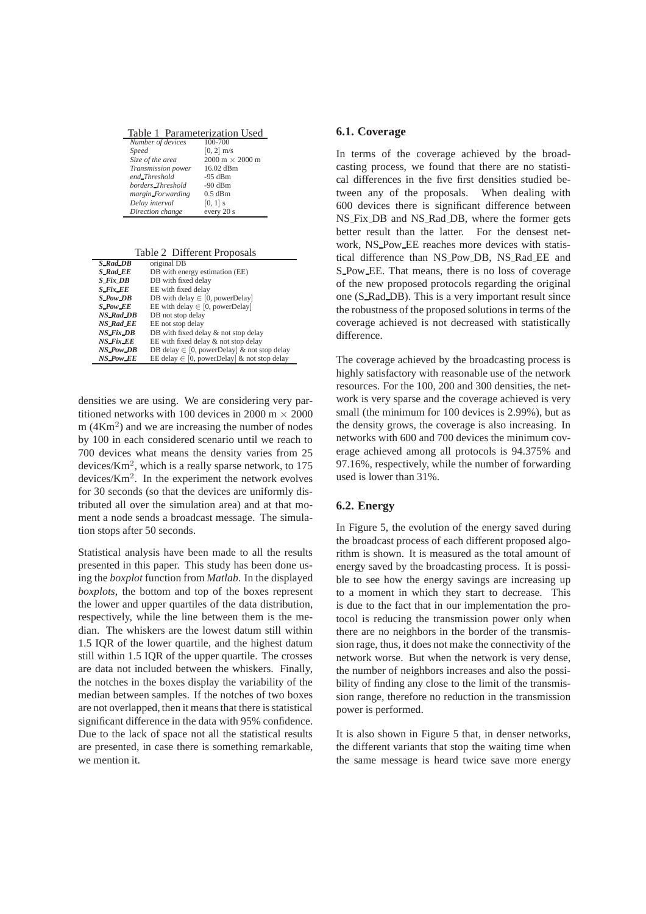Table 1 Parameterization Used

| | |
|---|---|
| *Number of devices* | 100-700 |
| *Speed* | $[0, 2]$ m/s |
| *Size of the area* | 2000 m $\times$ 2000 m |
| *Transmission power* | 16.02 dBm |
| *end_Threshold* | -95 dBm |
| *borders_Threshold* | -90 dBm |
| *margin_Forwarding* | 0.5 dBm |
| *Delay interval* | $[0, 1]$ s |
| *Direction change* | every 20 s |

Table 2 Different Proposals

| | |
|---|---|
| ***S_Rad_DB*** | original DB |
| ***S_Rad_EE*** | DB with energy estimation (EE) |
| ***S_Fix_DB*** | DB with fixed delay |
| ***S_Fix_EE*** | EE with fixed delay |
| ***S_Pow_DB*** | DB with delay $\in$ [0, powerDelay] |
| ***S_Pow_EE*** | EE with delay $\in$ [0, powerDelay] |
| ***NS_Rad_DB*** | DB not stop delay |
| ***NS_Rad_EE*** | EE not stop delay |
| ***NS_Fix_DB*** | DB with fixed delay & not stop delay |
| ***NS_Fix_EE*** | EE with fixed delay & not stop delay |
| ***NS_Pow_DB*** | DB delay $\in$ [0, powerDelay] & not stop delay |
| ***NS_Pow_EE*** | EE delay $\in$ [0, powerDelay] & not stop delay |

densities we are using. We are considering very partitioned networks with 100 devices in 2000 m $\times$ 2000 m ($4\text{Km}^2$) and we are increasing the number of nodes by 100 in each considered scenario until we reach to 700 devices what means the density varies from 25 devices/$\text{Km}^2$, which is a really sparse network, to 175 devices/$\text{Km}^2$. In the experiment the network evolves for 30 seconds (so that the devices are uniformly distributed all over the simulation area) and at that moment a node sends a broadcast message. The simulation stops after 50 seconds.

Statistical analysis have been made to all the results presented in this paper. This study has been done using the *boxplot* function from *Matlab*. In the displayed *boxplots*, the bottom and top of the boxes represent the lower and upper quartiles of the data distribution, respectively, while the line between them is the median. The whiskers are the lowest datum still within 1.5 IQR of the lower quartile, and the highest datum still within 1.5 IQR of the upper quartile. The crosses are data not included between the whiskers. Finally, the notches in the boxes display the variability of the median between samples. If the notches of two boxes are not overlapped, then it means that there is statistical significant difference in the data with 95% confidence. Due to the lack of space not all the statistical results are presented, in case there is something remarkable, we mention it.

### 6.1. Coverage

In terms of the coverage achieved by the broadcasting process, we found that there are no statistical differences in the five first densities studied between any of the proposals. When dealing with 600 devices there is significant difference between NS_Fix_DB and NS_Rad_DB, where the former gets better result than the latter. For the densest network, NS_Pow_EE reaches more devices with statistical difference than NS_Pow_DB, NS_Rad_EE and S_Pow_EE. That means, there is no loss of coverage of the new proposed protocols regarding the original one (S_Rad_DB). This is a very important result since the robustness of the proposed solutions in terms of the coverage achieved is not decreased with statistically difference.

The coverage achieved by the broadcasting process is highly satisfactory with reasonable use of the network resources. For the 100, 200 and 300 densities, the network is very sparse and the coverage achieved is very small (the minimum for 100 devices is 2.99%), but as the density grows, the coverage is also increasing. In networks with 600 and 700 devices the minimum coverage achieved among all protocols is 94.375% and 97.16%, respectively, while the number of forwarding used is lower than 31%.

### 6.2. Energy

In Figure 5, the evolution of the energy saved during the broadcast process of each different proposed algorithm is shown. It is measured as the total amount of energy saved by the broadcasting process. It is possible to see how the energy savings are increasing up to a moment in which they start to decrease. This is due to the fact that in our implementation the protocol is reducing the transmission power only when there are no neighbors in the border of the transmission rage, thus, it does not make the connectivity of the network worse. But when the network is very dense, the number of neighbors increases and also the possibility of finding any close to the limit of the transmission range, therefore no reduction in the transmission power is performed.

It is also shown in Figure 5 that, in denser networks, the different variants that stop the waiting time when the same message is heard twice save more energy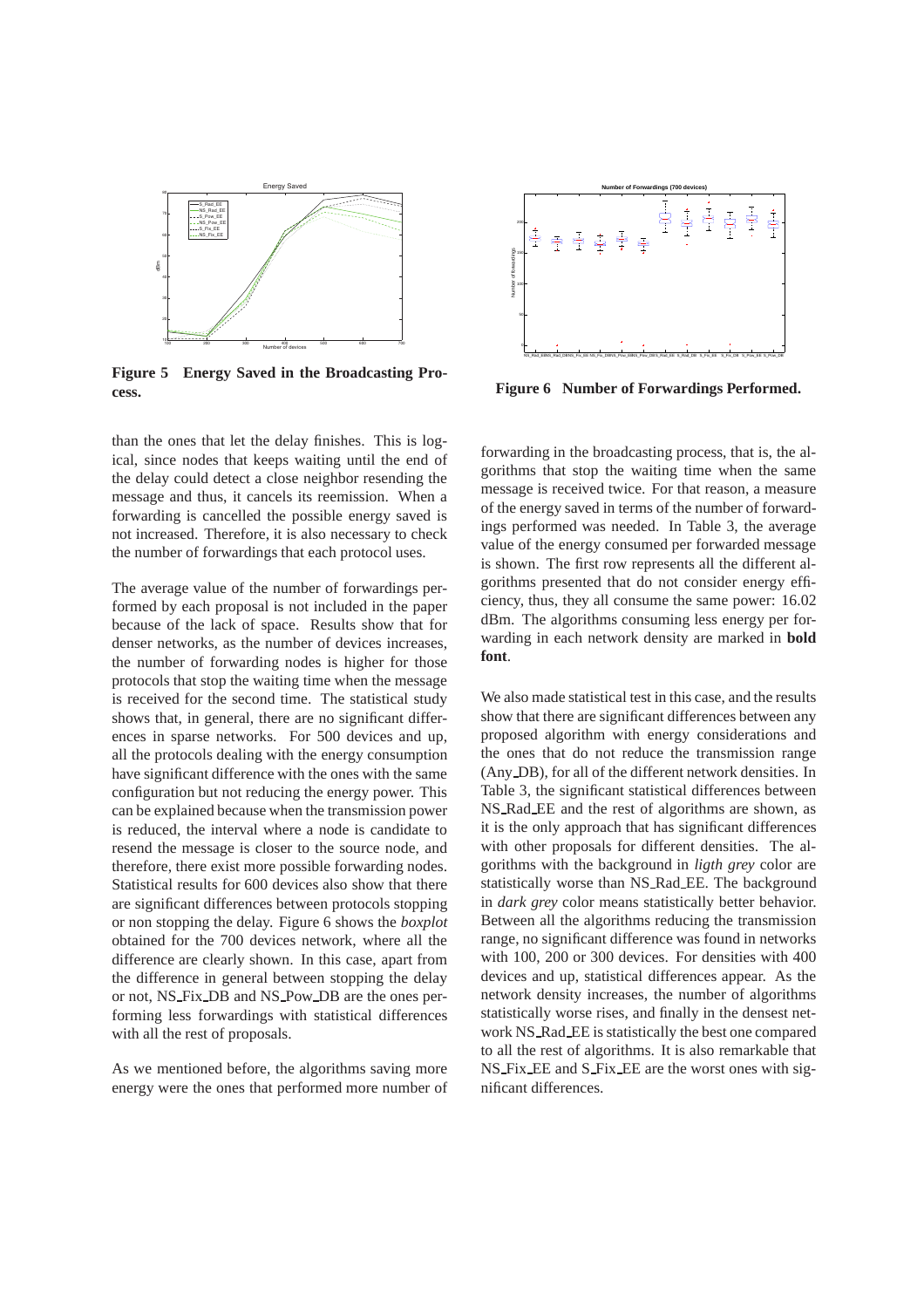**Figure 5 Energy Saved in the Broadcasting Process.**

**Figure 6 Number of Forwardings Performed.**

than the ones that let the delay finishes. This is logical, since nodes that keeps waiting until the end of the delay could detect a close neighbor resending the message and thus, it cancels its reemission. When a forwarding is cancelled the possible energy saved is not increased. Therefore, it is also necessary to check the number of forwardings that each protocol uses.

The average value of the number of forwardings performed by each proposal is not included in the paper because of the lack of space. Results show that for denser networks, as the number of devices increases, the number of forwarding nodes is higher for those protocols that stop the waiting time when the message is received for the second time. The statistical study shows that, in general, there are no significant differences in sparse networks. For 500 devices and up, all the protocols dealing with the energy consumption have significant difference with the ones with the same configuration but not reducing the energy power. This can be explained because when the transmission power is reduced, the interval where a node is candidate to resend the message is closer to the source node, and therefore, there exist more possible forwarding nodes. Statistical results for 600 devices also show that there are significant differences between protocols stopping or non stopping the delay. Figure 6 shows the *boxplot* obtained for the 700 devices network, where all the difference are clearly shown. In this case, apart from the difference in general between stopping the delay or not, NS_Fix_DB and NS_Pow_DB are the ones performing less forwardings with statistical differences with all the rest of proposals.

As we mentioned before, the algorithms saving more energy were the ones that performed more number of forwarding in the broadcasting process, that is, the algorithms that stop the waiting time when the same message is received twice. For that reason, a measure of the energy saved in terms of the number of forwardings performed was needed. In Table 3, the average value of the energy consumed per forwarded message is shown. The first row represents all the different algorithms presented that do not consider energy efficiency, thus, they all consume the same power: 16.02 dBm. The algorithms consuming less energy per forwarding in each network density are marked in **bold font**.

We also made statistical test in this case, and the results show that there are significant differences between any proposed algorithm with energy considerations and the ones that do not reduce the transmission range (Any_DB), for all of the different network densities. In Table 3, the significant statistical differences between NS_Rad_EE and the rest of algorithms are shown, as it is the only approach that has significant differences with other proposals for different densities. The algorithms with the background in *ligth grey* color are statistically worse than NS_Rad_EE. The background in *dark grey* color means statistically better behavior. Between all the algorithms reducing the transmission range, no significant difference was found in networks with 100, 200 or 300 devices. For densities with 400 devices and up, statistical differences appear. As the network density increases, the number of algorithms statistically worse rises, and finally in the densest network NS_Rad_EE is statistically the best one compared to all the rest of algorithms. It is also remarkable that NS_Fix_EE and S_Fix_EE are the worst ones with significant differences.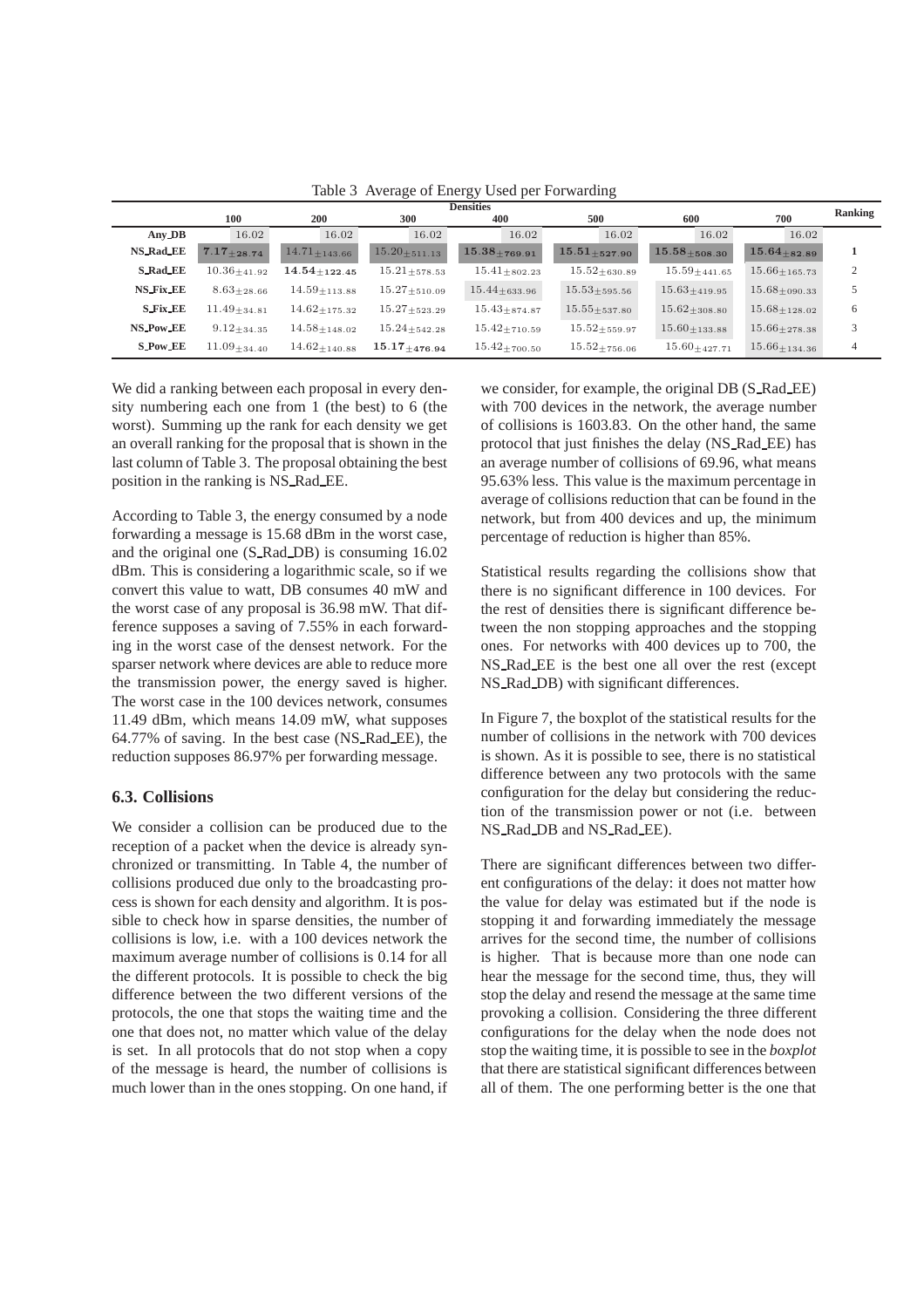Table 3 Average of Energy Used per Forwarding

| | Densities | | | | | | | Ranking |
|---|---|---|---|---|---|---|---|---|
| | 100 | 200 | 300 | 400 | 500 | 600 | 700 | |
| **Any_DB** | 16.02 | 16.02 | 16.02 | 16.02 | 16.02 | 16.02 | 16.02 | |
| **NS_Rad_EE** | $\mathbf{7.17_{\pm 28.74}}$ | $14.71_{\pm 143.66}$ | $15.20_{\pm 511.13}$ | $\mathbf{15.38_{\pm 769.91}}$ | $\mathbf{15.51_{\pm 527.90}}$ | $\mathbf{15.58_{\pm 508.30}}$ | $\mathbf{15.64_{\pm 82.89}}$ | **1** |
| **S_Rad_EE** | $10.36_{\pm 41.92}$ | $\mathbf{14.54_{\pm 122.45}}$ | $15.21_{\pm 578.53}$ | $15.41_{\pm 802.23}$ | $15.52_{\pm 630.89}$ | $15.59_{\pm 441.65}$ | $15.66_{\pm 165.73}$ | 2 |
| **NS_Fix_EE** | $8.63_{\pm 28.66}$ | $14.59_{\pm 113.88}$ | $15.27_{\pm 510.09}$ | $15.44_{\pm 633.96}$ | $15.53_{\pm 595.56}$ | $15.63_{\pm 419.95}$ | $15.68_{\pm 090.33}$ | 5 |
| **S_Fix_EE** | $11.49_{\pm 34.81}$ | $14.62_{\pm 175.32}$ | $15.27_{\pm 523.29}$ | $15.43_{\pm 874.87}$ | $15.55_{\pm 537.80}$ | $15.62_{\pm 308.80}$ | $15.68_{\pm 128.02}$ | 6 |
| **NS_Pow_EE** | $9.12_{\pm 34.35}$ | $14.58_{\pm 148.02}$ | $15.24_{\pm 542.28}$ | $15.42_{\pm 710.59}$ | $15.52_{\pm 559.97}$ | $15.60_{\pm 133.88}$ | $15.66_{\pm 278.38}$ | 3 |
| **S_Pow_EE** | $11.09_{\pm 34.40}$ | $14.62_{\pm 140.88}$ | $\mathbf{15.17_{\pm 476.94}}$ | $15.42_{\pm 700.50}$ | $15.52_{\pm 756.06}$ | $15.60_{\pm 427.71}$ | $15.66_{\pm 134.36}$ | 4 |

We did a ranking between each proposal in every density numbering each one from 1 (the best) to 6 (the worst). Summing up the rank for each density we get an overall ranking for the proposal that is shown in the last column of Table 3. The proposal obtaining the best position in the ranking is NS_Rad_EE.

According to Table 3, the energy consumed by a node forwarding a message is 15.68 dBm in the worst case, and the original one (S_Rad_DB) is consuming 16.02 dBm. This is considering a logarithmic scale, so if we convert this value to watt, DB consumes 40 mW and the worst case of any proposal is 36.98 mW. That difference supposes a saving of 7.55% in each forwarding in the worst case of the densest network. For the sparser network where devices are able to reduce more the transmission power, the energy saved is higher. The worst case in the 100 devices network, consumes 11.49 dBm, which means 14.09 mW, what supposes 64.77% of saving. In the best case (NS_Rad_EE), the reduction supposes 86.97% per forwarding message.

### 6.3. Collisions

We consider a collision can be produced due to the reception of a packet when the device is already synchronized or transmitting. In Table 4, the number of collisions produced due only to the broadcasting process is shown for each density and algorithm. It is possible to check how in sparse densities, the number of collisions is low, i.e. with a 100 devices network the maximum average number of collisions is 0.14 for all the different protocols. It is possible to check the big difference between the two different versions of the protocols, the one that stops the waiting time and the one that does not, no matter which value of the delay is set. In all protocols that do not stop when a copy of the message is heard, the number of collisions is much lower than in the ones stopping. On one hand, if we consider, for example, the original DB (S_Rad_EE) with 700 devices in the network, the average number of collisions is 1603.83. On the other hand, the same protocol that just finishes the delay (NS_Rad_EE) has an average number of collisions of 69.96, what means 95.63% less. This value is the maximum percentage in average of collisions reduction that can be found in the network, but from 400 devices and up, the minimum percentage of reduction is higher than 85%.

Statistical results regarding the collisions show that there is no significant difference in 100 devices. For the rest of densities there is significant difference between the non stopping approaches and the stopping ones. For networks with 400 devices up to 700, the NS_Rad_EE is the best one all over the rest (except NS_Rad_DB) with significant differences.

In Figure 7, the boxplot of the statistical results for the number of collisions in the network with 700 devices is shown. As it is possible to see, there is no statistical difference between any two protocols with the same configuration for the delay but considering the reduction of the transmission power or not (i.e. between NS_Rad_DB and NS_Rad_EE).

There are significant differences between two different configurations of the delay: it does not matter how the value for delay was estimated but if the node is stopping it and forwarding immediately the message arrives for the second time, the number of collisions is higher. That is because more than one node can hear the message for the second time, thus, they will stop the delay and resend the message at the same time provoking a collision. Considering the three different configurations for the delay when the node does not stop the waiting time, it is possible to see in the *boxplot* that there are statistical significant differences between all of them. The one performing better is the one that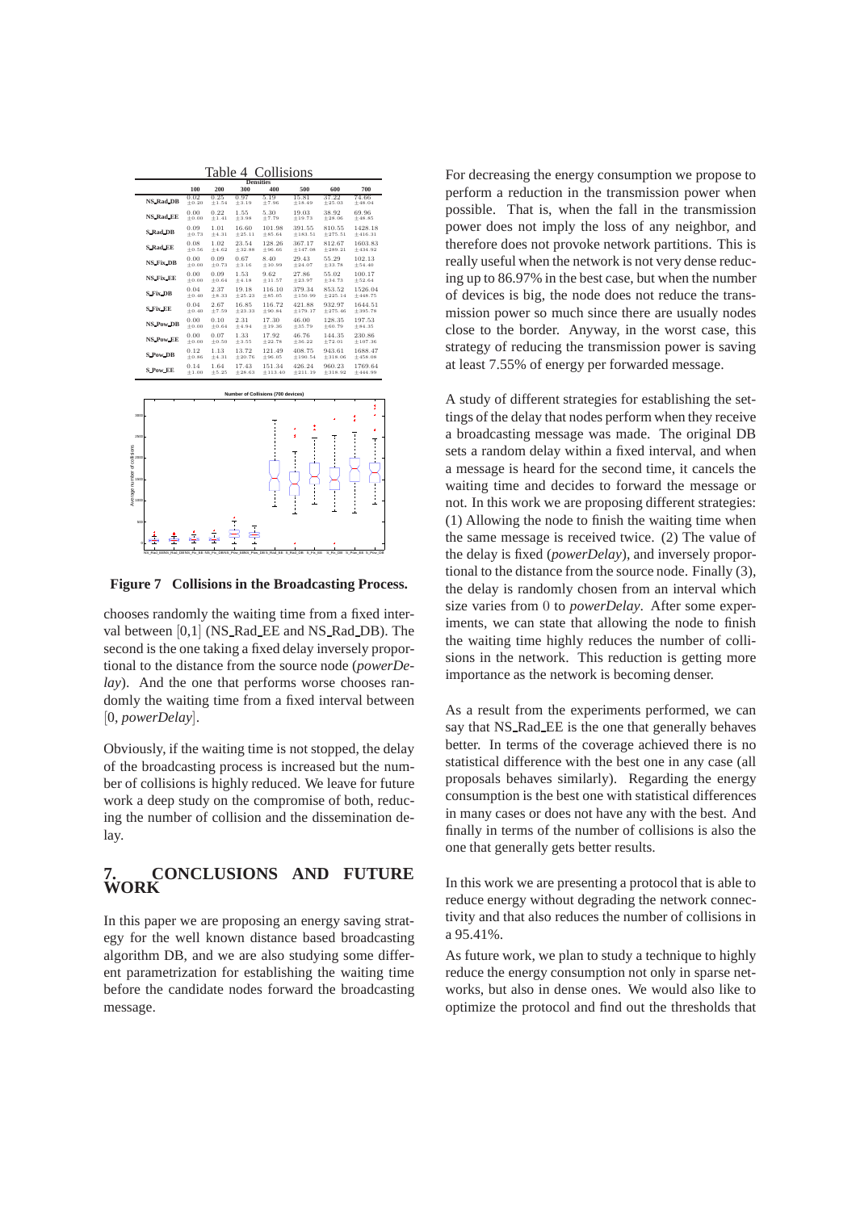Table 4 Collisions

| | Densities | | | | | | |
|---|---|---|---|---|---|---|---|
| | 100 | 200 | 300 | 400 | 500 | 600 | 700 |
| NS_Rad_DB | 0.02 ±0.20 | 0.25 ±1.54 | 0.97 ±3.19 | 5.19 ±7.96 | 15.81 ±18.49 | 37.22 ±25.01 | 74.66 ±48.04 |
| NS_Rad_EE | 0.00 ±0.00 | 0.22 ±1.41 | 1.55 ±3.98 | 5.30 ±7.79 | 19.03 ±19.73 | 38.92 ±28.06 | 69.96 ±48.85 |
| S_Rad_DB | 0.09 ±0.73 | 1.01 ±4.31 | 16.60 ±25.11 | 101.98 ±85.64 | 391.55 ±183.51 | 810.55 ±275.51 | 1428.18 ±416.31 |
| S_Rad_EE | 0.08 ±0.56 | 1.02 ±4.62 | 23.54 ±32.88 | 128.26 ±96.66 | 367.17 ±147.08 | 812.67 ±289.21 | 1603.83 ±434.92 |
| NS_Fix_DB | 0.00 ±0.00 | 0.09 ±0.73 | 0.67 ±3.16 | 8.40 ±10.99 | 29.43 ±24.07 | 55.29 ±33.78 | 102.13 ±54.40 |
| NS_Fix_EE | 0.00 ±0.00 | 0.09 ±0.64 | 1.53 ±4.18 | 9.62 ±11.57 | 27.86 ±23.97 | 55.02 ±34.73 | 100.17 ±52.64 |
| S_Fix_DB | 0.04 ±0.40 | 2.37 ±8.33 | 19.18 ±25.23 | 116.10 ±85.05 | 379.34 ±150.99 | 853.52 ±225.14 | 1526.04 ±448.75 |
| S_Fix_EE | 0.04 ±0.40 | 2.67 ±7.59 | 16.85 ±23.33 | 116.72 ±90.84 | 421.88 ±170.17 | 932.97 ±275.46 | 1644.51 ±395.78 |
| NS_Pow_DB | 0.00 ±0.00 | 0.10 ±0.64 | 2.31 ±4.94 | 17.30 ±19.36 | 46.00 ±35.79 | 128.35 ±66.79 | 197.53 ±84.35 |
| NS_Pow_EE | 0.00 ±0.00 | 0.07 ±0.50 | 1.33 ±3.55 | 17.92 ±22.78 | 46.76 ±36.22 | 144.35 ±72.01 | 230.86 ±107.36 |
| S_Pow_DB | 0.12 ±0.86 | 1.13 ±4.31 | 13.72 ±20.76 | 121.49 ±96.05 | 408.75 ±190.54 | 943.61 ±318.06 | 1688.47 ±458.08 |
| S_Pow_EE | 0.14 ±1.00 | 1.64 ±5.25 | 17.43 ±28.63 | 151.34 ±113.40 | 426.24 ±211.19 | 960.23 ±318.92 | 1769.64 ±444.99 |

**Figure 7 Collisions in the Broadcasting Process.**

chooses randomly the waiting time from a fixed interval between [0,1] (NS_Rad_EE and NS_Rad_DB). The second is the one taking a fixed delay inversely proportional to the distance from the source node (*powerDelay*). And the one that performs worse chooses randomly the waiting time from a fixed interval between [0, *powerDelay*].

Obviously, if the waiting time is not stopped, the delay of the broadcasting process is increased but the number of collisions is highly reduced. We leave for future work a deep study on the compromise of both, reducing the number of collision and the dissemination delay.

## 7. CONCLUSIONS AND FUTURE WORK

In this paper we are proposing an energy saving strategy for the well known distance based broadcasting algorithm DB, and we are also studying some different parametrization for establishing the waiting time before the candidate nodes forward the broadcasting message.

For decreasing the energy consumption we propose to perform a reduction in the transmission power when possible. That is, when the fall in the transmission power does not imply the loss of any neighbor, and therefore does not provoke network partitions. This is really useful when the network is not very dense reducing up to 86.97% in the best case, but when the number of devices is big, the node does not reduce the transmission power so much since there are usually nodes close to the border. Anyway, in the worst case, this strategy of reducing the transmission power is saving at least 7.55% of energy per forwarded message.

A study of different strategies for establishing the settings of the delay that nodes perform when they receive a broadcasting message was made. The original DB sets a random delay within a fixed interval, and when a message is heard for the second time, it cancels the waiting time and decides to forward the message or not. In this work we are proposing different strategies: (1) Allowing the node to finish the waiting time when the same message is received twice. (2) The value of the delay is fixed (*powerDelay*), and inversely proportional to the distance from the source node. Finally (3), the delay is randomly chosen from an interval which size varies from 0 to *powerDelay*. After some experiments, we can state that allowing the node to finish the waiting time highly reduces the number of collisions in the network. This reduction is getting more importance as the network is becoming denser.

As a result from the experiments performed, we can say that NS_Rad_EE is the one that generally behaves better. In terms of the coverage achieved there is no statistical difference with the best one in any case (all proposals behaves similarly). Regarding the energy consumption is the best one with statistical differences in many cases or does not have any with the best. And finally in terms of the number of collisions is also the one that generally gets better results.

In this work we are presenting a protocol that is able to reduce energy without degrading the network connectivity and that also reduces the number of collisions in a 95.41%.

As future work, we plan to study a technique to highly reduce the energy consumption not only in sparse networks, but also in dense ones. We would also like to optimize the protocol and find out the thresholds that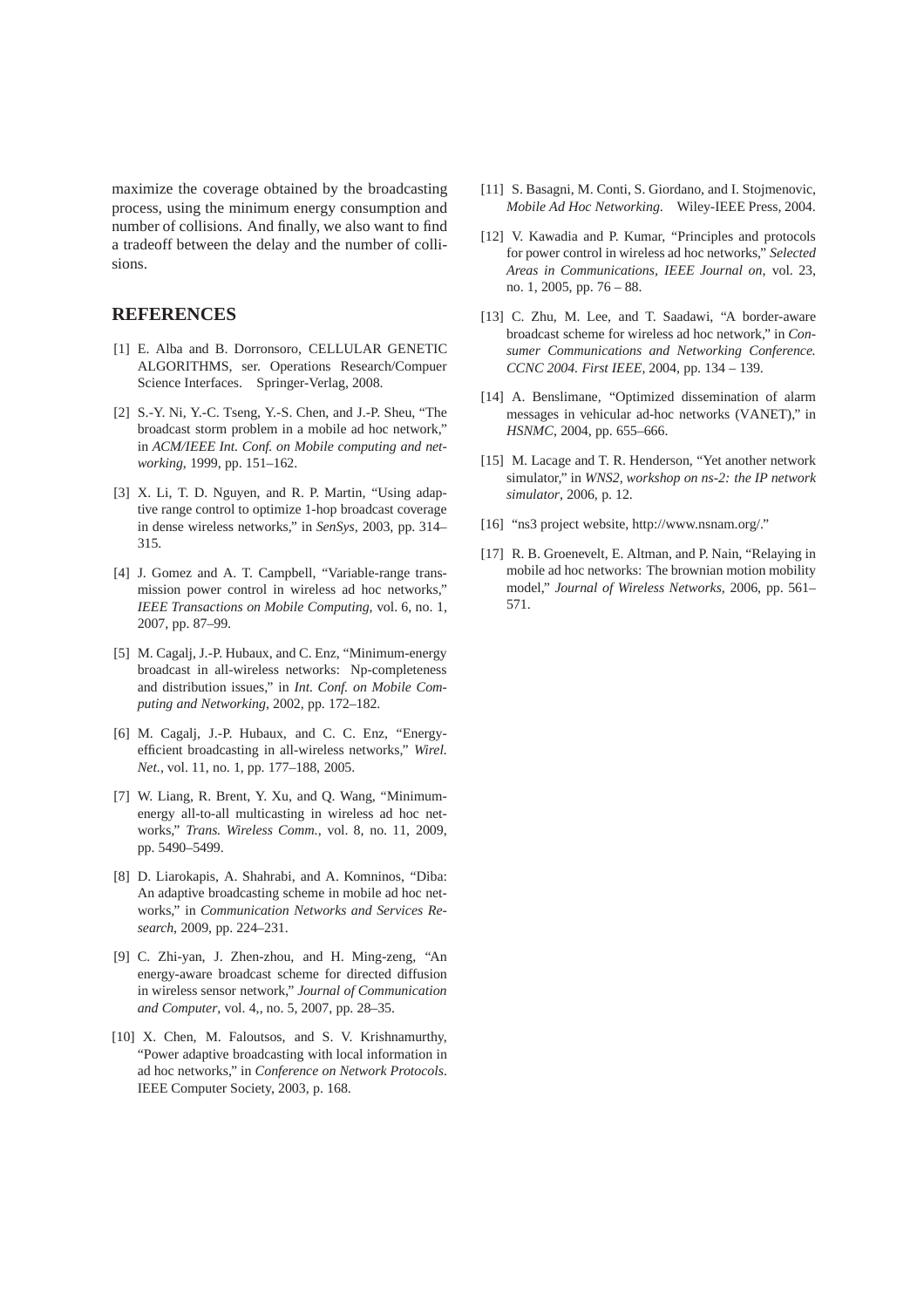maximize the coverage obtained by the broadcasting process, using the minimum energy consumption and number of collisions. And finally, we also want to find a tradeoff between the delay and the number of collisions.

## REFERENCES

[1] E. Alba and B. Dorronsoro, CELLULAR GENETIC ALGORITHMS, ser. Operations Research/Compuer Science Interfaces. Springer-Verlag, 2008.

[2] S.-Y. Ni, Y.-C. Tseng, Y.-S. Chen, and J.-P. Sheu, "The broadcast storm problem in a mobile ad hoc network," in *ACM/IEEE Int. Conf. on Mobile computing and networking*, 1999, pp. 151–162.

[3] X. Li, T. D. Nguyen, and R. P. Martin, "Using adaptive range control to optimize 1-hop broadcast coverage in dense wireless networks," in *SenSys*, 2003, pp. 314–315.

[4] J. Gomez and A. T. Campbell, "Variable-range transmission power control in wireless ad hoc networks," *IEEE Transactions on Mobile Computing*, vol. 6, no. 1, 2007, pp. 87–99.

[5] M. Cagalj, J.-P. Hubaux, and C. Enz, "Minimum-energy broadcast in all-wireless networks: Np-completeness and distribution issues," in *Int. Conf. on Mobile Computing and Networking*, 2002, pp. 172–182.

[6] M. Cagalj, J.-P. Hubaux, and C. C. Enz, "Energy-efficient broadcasting in all-wireless networks," *Wirel. Net.*, vol. 11, no. 1, pp. 177–188, 2005.

[7] W. Liang, R. Brent, Y. Xu, and Q. Wang, "Minimum-energy all-to-all multicasting in wireless ad hoc networks," *Trans. Wireless Comm.*, vol. 8, no. 11, 2009, pp. 5490–5499.

[8] D. Liarokapis, A. Shahrabi, and A. Komninos, "Diba: An adaptive broadcasting scheme in mobile ad hoc networks," in *Communication Networks and Services Research*, 2009, pp. 224–231.

[9] C. Zhi-yan, J. Zhen-zhou, and H. Ming-zeng, "An energy-aware broadcast scheme for directed diffusion in wireless sensor network," *Journal of Communication and Computer*, vol. 4,, no. 5, 2007, pp. 28–35.

[10] X. Chen, M. Faloutsos, and S. V. Krishnamurthy, "Power adaptive broadcasting with local information in ad hoc networks," in *Conference on Network Protocols*. IEEE Computer Society, 2003, p. 168.

[11] S. Basagni, M. Conti, S. Giordano, and I. Stojmenovic, *Mobile Ad Hoc Networking*. Wiley-IEEE Press, 2004.

[12] V. Kawadia and P. Kumar, "Principles and protocols for power control in wireless ad hoc networks," *Selected Areas in Communications, IEEE Journal on*, vol. 23, no. 1, 2005, pp. 76 – 88.

[13] C. Zhu, M. Lee, and T. Saadawi, "A border-aware broadcast scheme for wireless ad hoc network," in *Consumer Communications and Networking Conference. CCNC 2004. First IEEE*, 2004, pp. 134 – 139.

[14] A. Benslimane, "Optimized dissemination of alarm messages in vehicular ad-hoc networks (VANET)," in *HSNMC*, 2004, pp. 655–666.

[15] M. Lacage and T. R. Henderson, "Yet another network simulator," in *WNS2, workshop on ns-2: the IP network simulator*, 2006, p. 12.

[16] "ns3 project website, http://www.nsnam.org/."

[17] R. B. Groenevelt, E. Altman, and P. Nain, "Relaying in mobile ad hoc networks: The brownian motion mobility model," *Journal of Wireless Networks*, 2006, pp. 561–571.